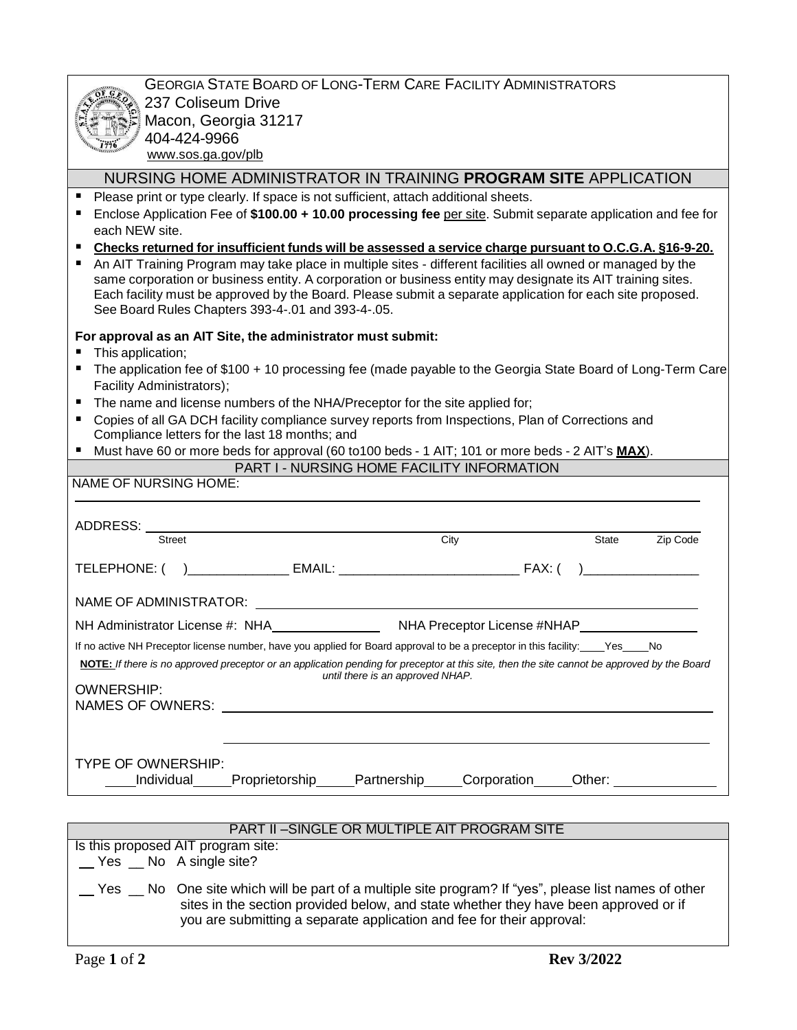GEORGIA STATE BOARD OF LONG-TERM CARE FACILITY ADMINISTRATORS
237 Coliseum Drive
Macon, Georgia 31217
404-424-9966
www.sos.ga.gov/plb

## NURSING HOME ADMINISTRATOR IN TRAINING **PROGRAM SITE** APPLICATION

- Please print or type clearly. If space is not sufficient, attach additional sheets.
- Enclose Application Fee of **$100.00 + 10.00 processing fee** per site. Submit separate application and fee for each NEW site.
- **Checks returned for insufficient funds will be assessed a service charge pursuant to O.C.G.A. §16-9-20.**
- An AIT Training Program may take place in multiple sites - different facilities all owned or managed by the same corporation or business entity. A corporation or business entity may designate its AIT training sites. Each facility must be approved by the Board. Please submit a separate application for each site proposed. See Board Rules Chapters 393-4-.01 and 393-4-.05.

**For approval as an AIT Site, the administrator must submit:**

- This application;
- The application fee of $100 + 10 processing fee (made payable to the Georgia State Board of Long-Term Care Facility Administrators);
- The name and license numbers of the NHA/Preceptor for the site applied for;
- Copies of all GA DCH facility compliance survey reports from Inspections, Plan of Corrections and Compliance letters for the last 18 months; and
- Must have 60 or more beds for approval (60 to100 beds - 1 AIT; 101 or more beds - 2 AIT's **MAX**).

### PART I - NURSING HOME FACILITY INFORMATION

NAME OF NURSING HOME: ______________________________________________

ADDRESS: ______________________________________________
Street City State Zip Code

TELEPHONE: ( )______________ EMAIL: _________________________ FAX: ( )________________

NAME OF ADMINISTRATOR: ______________________________________________

NH Administrator License #: NHA________________ NHA Preceptor License #NHAP________________

If no active NH Preceptor license number, have you applied for Board approval to be a preceptor in this facility: ____Yes____No

**NOTE:** *If there is no approved preceptor or an application pending for preceptor at this site, then the site cannot be approved by the Board until there is an approved NHAP.*

OWNERSHIP:
NAMES OF OWNERS: ______________________________________________

______________________________________________

TYPE OF OWNERSHIP:
____Individual_____Proprietorship_____Partnership_____Corporation_____Other: ______________

### PART II –SINGLE OR MULTIPLE AIT PROGRAM SITE

Is this proposed AIT program site:
__ Yes __ No A single site?

__ Yes __ No One site which will be part of a multiple site program? If "yes", please list names of other sites in the section provided below, and state whether they have been approved or if you are submitting a separate application and fee for their approval:

Rev 3/2022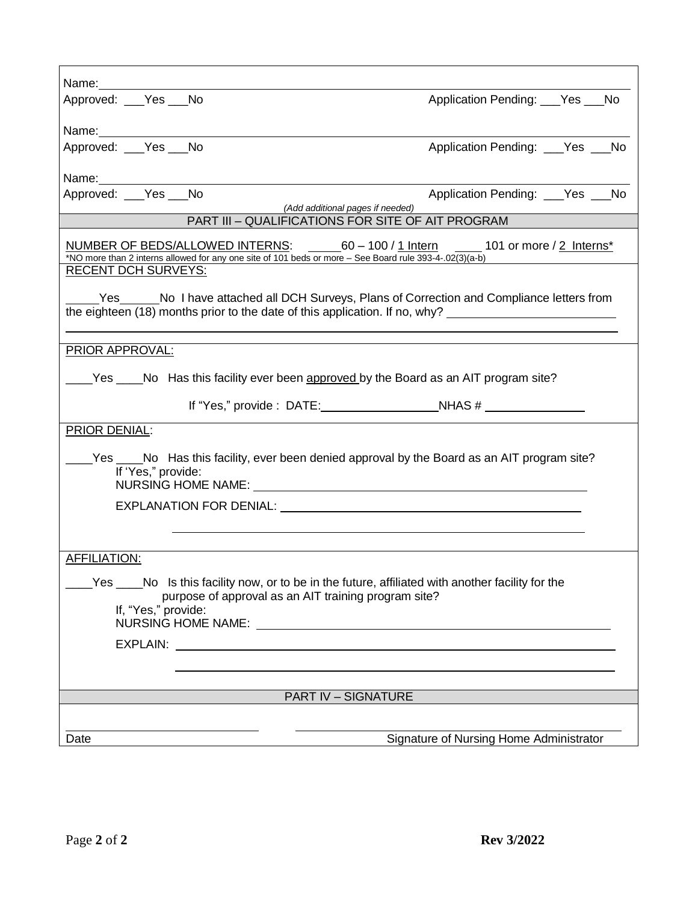Name: \_\_\_\_\_\_\_\_\_\_\_\_\_\_\_\_\_\_\_\_\_\_\_\_\_\_\_\_\_\_\_\_\_\_\_\_\_\_\_\_\_\_\_\_\_\_\_\_\_\_\_\_\_\_\_\_\_\_\_\_\_\_\_\_

Approved: \_\_\_Yes \_\_\_No Application Pending: \_\_\_Yes \_\_\_No

Name: \_\_\_\_\_\_\_\_\_\_\_\_\_\_\_\_\_\_\_\_\_\_\_\_\_\_\_\_\_\_\_\_\_\_\_\_\_\_\_\_\_\_\_\_\_\_\_\_\_\_\_\_\_\_\_\_\_\_\_\_\_\_\_\_

Approved: \_\_\_Yes \_\_\_No Application Pending: \_\_\_Yes \_\_\_No

Name: \_\_\_\_\_\_\_\_\_\_\_\_\_\_\_\_\_\_\_\_\_\_\_\_\_\_\_\_\_\_\_\_\_\_\_\_\_\_\_\_\_\_\_\_\_\_\_\_\_\_\_\_\_\_\_\_\_\_\_\_\_\_\_\_

Approved: \_\_\_Yes \_\_\_No Application Pending: \_\_\_Yes \_\_\_No

*(Add additional pages if needed)*

## PART III – QUALIFICATIONS FOR SITE OF AIT PROGRAM

NUMBER OF BEDS/ALLOWED INTERNS: \_\_\_\_\_60 – 100 / 1 Intern \_\_\_\_\_ 101 or more / 2 Interns*

*NO more than 2 interns allowed for any one site of 101 beds or more – See Board rule 393-4-.02(3)(a-b)

RECENT DCH SURVEYS:

\_\_\_\_\_Yes\_\_\_\_\_\_No I have attached all DCH Surveys, Plans of Correction and Compliance letters from the eighteen (18) months prior to the date of this application. If no, why? \_\_\_\_\_\_\_\_\_\_\_\_\_\_\_\_\_\_\_\_\_\_\_\_\_\_

\_\_\_\_\_\_\_\_\_\_\_\_\_\_\_\_\_\_\_\_\_\_\_\_\_\_\_\_\_\_\_\_\_\_\_\_\_\_\_\_\_\_\_\_\_\_\_\_\_\_\_\_\_\_\_\_\_\_\_\_\_\_\_\_\_\_\_\_\_\_\_\_\_\_\_\_

PRIOR APPROVAL:

\_\_\_\_Yes \_\_\_\_No Has this facility ever been approved by the Board as an AIT program site?

If "Yes," provide : DATE: \_\_\_\_\_\_\_\_\_\_\_\_\_\_\_\_\_\_\_\_ NHAS # \_\_\_\_\_\_\_\_\_\_\_\_\_\_\_\_\_

PRIOR DENIAL:

\_\_\_\_Yes \_\_\_\_No Has this facility, ever been denied approval by the Board as an AIT program site?

If 'Yes," provide:

NURSING HOME NAME: \_\_\_\_\_\_\_\_\_\_\_\_\_\_\_\_\_\_\_\_\_\_\_\_\_\_\_\_\_\_\_\_\_\_\_\_\_\_\_\_\_\_\_\_\_\_\_\_\_\_\_\_\_\_

EXPLANATION FOR DENIAL: \_\_\_\_\_\_\_\_\_\_\_\_\_\_\_\_\_\_\_\_\_\_\_\_\_\_\_\_\_\_\_\_\_\_\_\_\_\_\_\_\_\_\_\_\_\_\_\_

\_\_\_\_\_\_\_\_\_\_\_\_\_\_\_\_\_\_\_\_\_\_\_\_\_\_\_\_\_\_\_\_\_\_\_\_\_\_\_\_\_\_\_\_\_\_\_\_\_\_\_\_\_\_\_\_\_\_\_\_\_\_\_\_\_\_\_\_\_\_\_\_

AFFILIATION:

\_\_\_\_Yes \_\_\_\_No Is this facility now, or to be in the future, affiliated with another facility for the purpose of approval as an AIT training program site?

If, "Yes," provide:

NURSING HOME NAME: \_\_\_\_\_\_\_\_\_\_\_\_\_\_\_\_\_\_\_\_\_\_\_\_\_\_\_\_\_\_\_\_\_\_\_\_\_\_\_\_\_\_\_\_\_\_\_\_\_\_\_\_\_\_\_\_\_\_

EXPLAIN: \_\_\_\_\_\_\_\_\_\_\_\_\_\_\_\_\_\_\_\_\_\_\_\_\_\_\_\_\_\_\_\_\_\_\_\_\_\_\_\_\_\_\_\_\_\_\_\_\_\_\_\_\_\_\_\_\_\_\_\_\_\_\_\_\_\_\_

\_\_\_\_\_\_\_\_\_\_\_\_\_\_\_\_\_\_\_\_\_\_\_\_\_\_\_\_\_\_\_\_\_\_\_\_\_\_\_\_\_\_\_\_\_\_\_\_\_\_\_\_\_\_\_\_\_\_\_\_\_\_\_\_\_\_\_\_\_\_\_\_\_\_\_\_

## PART IV – SIGNATURE

\_\_\_\_\_\_\_\_\_\_\_\_\_\_\_\_\_\_\_\_\_\_\_\_\_\_\_\_\_\_ \_\_\_\_\_\_\_\_\_\_\_\_\_\_\_\_\_\_\_\_\_\_\_\_\_\_\_\_\_\_\_\_\_\_\_\_\_\_\_\_\_\_\_\_\_\_\_\_\_

Date Signature of Nursing Home Administrator

Rev 3/2022